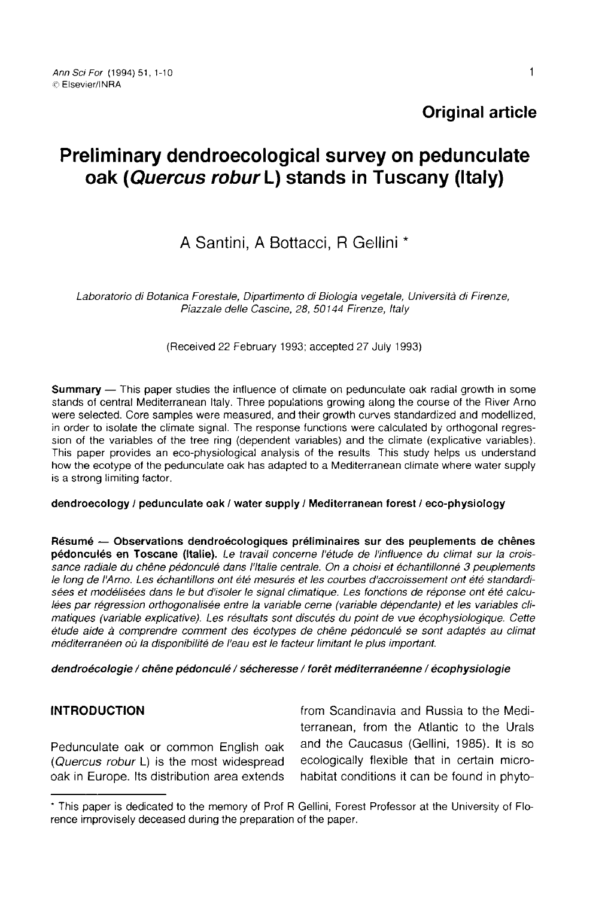**Original article**

# Preliminary dendroecological survey on pedunculate oak (*Quercus robur* L) stands in Tuscany (Italy)

A Santini, A Bottacci, R Gellini *

*Laboratorio di Botanica Forestale, Dipartimento di Biologia vegetale, Università di Firenze, Piazzale delle Cascine, 28, 50144 Firenze, Italy*

(Received 22 February 1993; accepted 27 July 1993)

**Summary** — This paper studies the influence of climate on pedunculate oak radial growth in some stands of central Mediterranean Italy. Three populations growing along the course of the River Arno were selected. Core samples were measured, and their growth curves standardized and modellized, in order to isolate the climate signal. The response functions were calculated by orthogonal regression of the variables of the tree ring (dependent variables) and the climate (explicative variables). This paper provides an eco-physiological analysis of the results This study helps us understand how the ecotype of the pedunculate oak has adapted to a Mediterranean climate where water supply is a strong limiting factor.

**dendroecology / pedunculate oak / water supply / Mediterranean forest / eco-physiology**

**Résumé** — **Observations dendroécologiques préliminaires sur des peuplements de chênes pédonculés en Toscane (Italie).** *Le travail concerne l'étude de l'influence du climat sur la croissance radiale du chêne pédonculé dans l'Italie centrale. On a choisi et échantillonné 3 peuplements le long de l'Arno. Les échantillons ont été mesurés et les courbes d'accroissement ont été standardisées et modélisées dans le but d'isoler le signal climatique. Les fonctions de réponse ont été calculées par régression orthogonalisée entre la variable cerne (variable dépendante) et les variables climatiques (variable explicative). Les résultats sont discutés du point de vue écophysiologique. Cette étude aide à comprendre comment des écotypes de chêne pédonculé se sont adaptés au climat méditerranéen où la disponibilité de l'eau est le facteur limitant le plus important.*

***dendroécologie / chêne pédonculé / sécheresse / forêt méditerranéenne / écophysiologie***

## INTRODUCTION

Pedunculate oak or common English oak (*Quercus robur* L) is the most widespread oak in Europe. Its distribution area extends from Scandinavia and Russia to the Mediterranean, from the Atlantic to the Urals and the Caucasus (Gellini, 1985). It is so ecologically flexible that in certain microhabitat conditions it can be found in phyto-

* This paper is dedicated to the memory of Prof R Gellini, Forest Professor at the University of Florence improvisely deceased during the preparation of the paper.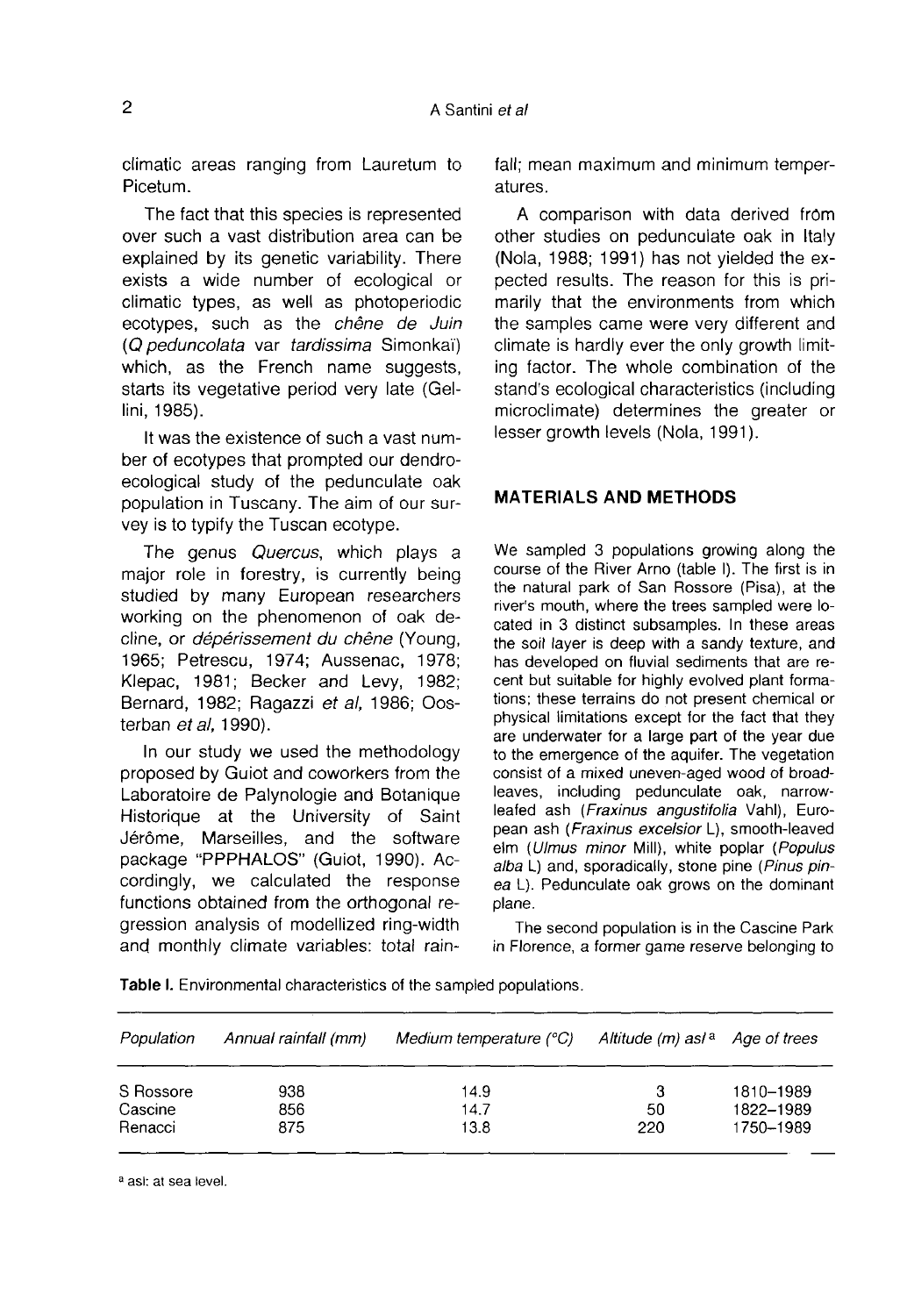climatic areas ranging from Lauretum to Picetum.

The fact that this species is represented over such a vast distribution area can be explained by its genetic variability. There exists a wide number of ecological or climatic types, as well as photoperiodic ecotypes, such as the *chêne de Juin* (*Q peduncolata* var *tardissima* Simonkaï) which, as the French name suggests, starts its vegetative period very late (Gellini, 1985).

It was the existence of such a vast number of ecotypes that prompted our dendroecological study of the pedunculate oak population in Tuscany. The aim of our survey is to typify the Tuscan ecotype.

The genus *Quercus*, which plays a major role in forestry, is currently being studied by many European researchers working on the phenomenon of oak decline, or *dépérissement du chêne* (Young, 1965; Petrescu, 1974; Aussenac, 1978; Klepac, 1981; Becker and Levy, 1982; Bernard, 1982; Ragazzi *et al*, 1986; Oosterban *et al*, 1990).

In our study we used the methodology proposed by Guiot and coworkers from the Laboratoire de Palynologie and Botanique Historique at the University of Saint Jérôme, Marseilles, and the software package "PPPHALOS" (Guiot, 1990). Accordingly, we calculated the response functions obtained from the orthogonal regression analysis of modellized ring-width and monthly climate variables: total rainfall; mean maximum and minimum temperatures.

A comparison with data derived from other studies on pedunculate oak in Italy (Nola, 1988; 1991) has not yielded the expected results. The reason for this is primarily that the environments from which the samples came were very different and climate is hardly ever the only growth limiting factor. The whole combination of the stand's ecological characteristics (including microclimate) determines the greater or lesser growth levels (Nola, 1991).

## MATERIALS AND METHODS

We sampled 3 populations growing along the course of the River Arno (table I). The first is in the natural park of San Rossore (Pisa), at the river's mouth, where the trees sampled were located in 3 distinct subsamples. In these areas the soil layer is deep with a sandy texture, and has developed on fluvial sediments that are recent but suitable for highly evolved plant formations; these terrains do not present chemical or physical limitations except for the fact that they are underwater for a large part of the year due to the emergence of the aquifer. The vegetation consist of a mixed uneven-aged wood of broadleaves, including pedunculate oak, narrow-leafed ash (*Fraxinus angustifolia* Vahl), European ash (*Fraxinus excelsior* L), smooth-leaved elm (*Ulmus minor* Mill), white poplar (*Populus alba* L) and, sporadically, stone pine (*Pinus pinea* L). Pedunculate oak grows on the dominant plane.

The second population is in the Cascine Park in Florence, a former game reserve belonging to

**Table I.** Environmental characteristics of the sampled populations.

| *Population* | *Annual rainfall (mm)* | *Medium temperature (°C)* | *Altitude (m) asl* [a] | *Age of trees* |
|---|---|---|---|---|
| S Rossore | 938 | 14.9 | 3 | 1810–1989 |
| Cascine | 856 | 14.7 | 50 | 1822–1989 |
| Renacci | 875 | 13.8 | 220 | 1750–1989 |

[a] asl: at sea level.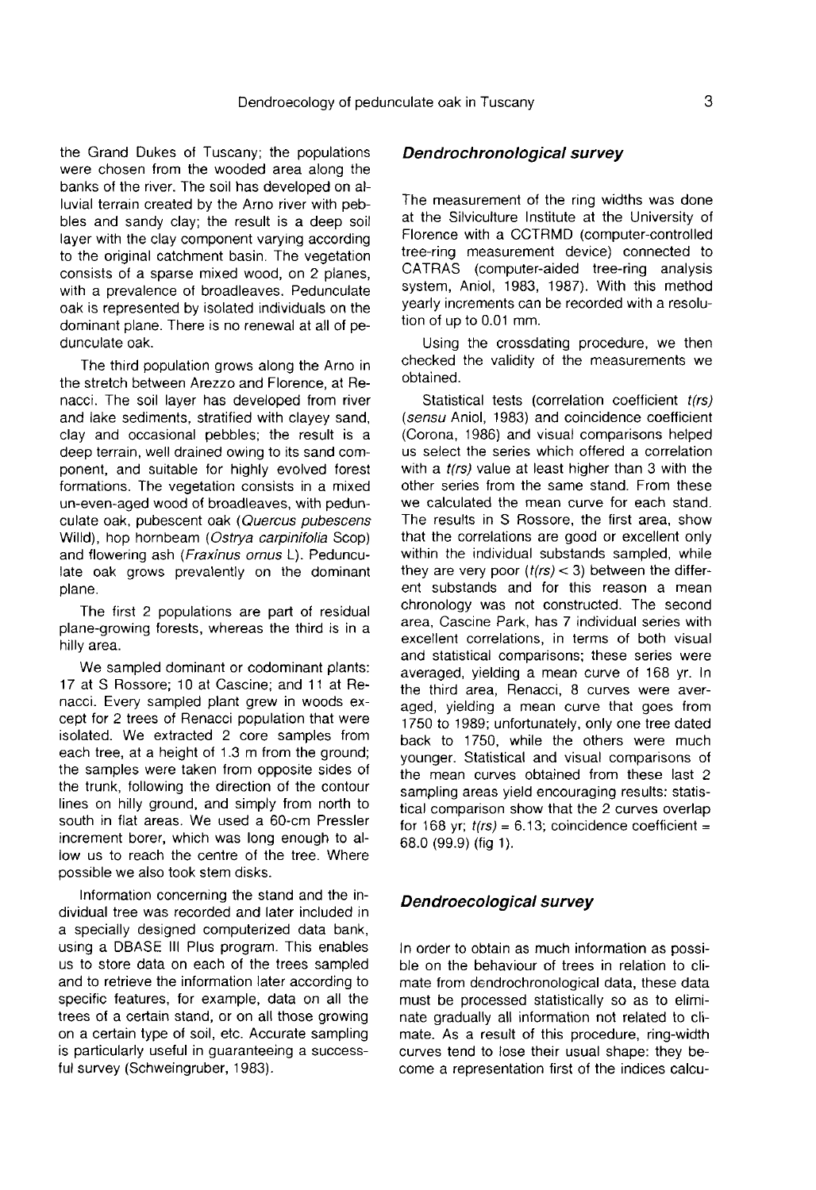the Grand Dukes of Tuscany; the populations were chosen from the wooded area along the banks of the river. The soil has developed on alluvial terrain created by the Arno river with pebbles and sandy clay; the result is a deep soil layer with the clay component varying according to the original catchment basin. The vegetation consists of a sparse mixed wood, on 2 planes, with a prevalence of broadleaves. Pedunculate oak is represented by isolated individuals on the dominant plane. There is no renewal at all of pedunculate oak.

The third population grows along the Arno in the stretch between Arezzo and Florence, at Renacci. The soil layer has developed from river and lake sediments, stratified with clayey sand, clay and occasional pebbles; the result is a deep terrain, well drained owing to its sand component, and suitable for highly evolved forest formations. The vegetation consists in a mixed un-even-aged wood of broadleaves, with pedunculate oak, pubescent oak (*Quercus pubescens* Willd), hop hornbeam (*Ostrya carpinifolia* Scop) and flowering ash (*Fraxinus ornus* L). Pedunculate oak grows prevalently on the dominant plane.

The first 2 populations are part of residual plane-growing forests, whereas the third is in a hilly area.

We sampled dominant or codominant plants: 17 at S Rossore; 10 at Cascine; and 11 at Renacci. Every sampled plant grew in woods except for 2 trees of Renacci population that were isolated. We extracted 2 core samples from each tree, at a height of 1.3 m from the ground; the samples were taken from opposite sides of the trunk, following the direction of the contour lines on hilly ground, and simply from north to south in flat areas. We used a 60-cm Pressler increment borer, which was long enough to allow us to reach the centre of the tree. Where possible we also took stem disks.

Information concerning the stand and the individual tree was recorded and later included in a specially designed computerized data bank, using a DBASE III Plus program. This enables us to store data on each of the trees sampled and to retrieve the information later according to specific features, for example, data on all the trees of a certain stand, or on all those growing on a certain type of soil, etc. Accurate sampling is particularly useful in guaranteeing a successful survey (Schweingruber, 1983).

### *Dendrochronological survey*

The measurement of the ring widths was done at the Silviculture Institute at the University of Florence with a CCTRMD (computer-controlled tree-ring measurement device) connected to CATRAS (computer-aided tree-ring analysis system, Aniol, 1983, 1987). With this method yearly increments can be recorded with a resolution of up to 0.01 mm.

Using the crossdating procedure, we then checked the validity of the measurements we obtained.

Statistical tests (correlation coefficient $t(rs)$ (*sensu* Aniol, 1983) and coincidence coefficient (Corona, 1986) and visual comparisons helped us select the series which offered a correlation with a $t(rs)$ value at least higher than 3 with the other series from the same stand. From these we calculated the mean curve for each stand. The results in S Rossore, the first area, show that the correlations are good or excellent only within the individual substands sampled, while they are very poor ($t(rs) < 3$) between the different substands and for this reason a mean chronology was not constructed. The second area, Cascine Park, has 7 individual series with excellent correlations, in terms of both visual and statistical comparisons; these series were averaged, yielding a mean curve of 168 yr. In the third area, Renacci, 8 curves were averaged, yielding a mean curve that goes from 1750 to 1989; unfortunately, only one tree dated back to 1750, while the others were much younger. Statistical and visual comparisons of the mean curves obtained from these last 2 sampling areas yield encouraging results: statistical comparison show that the 2 curves overlap for 168 yr; $t(rs) = 6.13$; coincidence coefficient = 68.0 (99.9) (fig 1).

### *Dendroecological survey*

In order to obtain as much information as possible on the behaviour of trees in relation to climate from dendrochronological data, these data must be processed statistically so as to eliminate gradually all information not related to climate. As a result of this procedure, ring-width curves tend to lose their usual shape: they become a representation first of the indices calcu-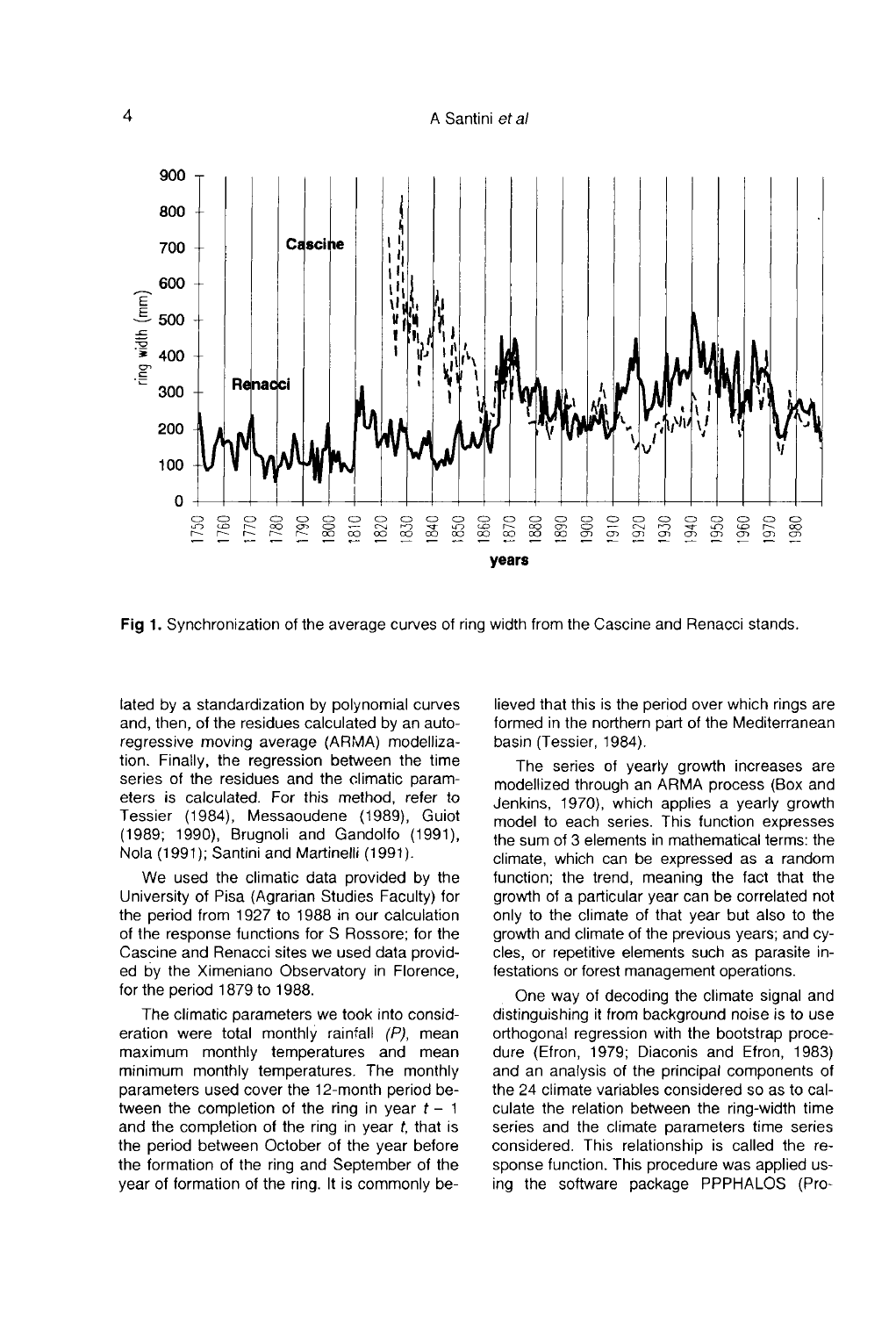Fig 1. Synchronization of the average curves of ring width from the Cascine and Renacci stands.

lated by a standardization by polynomial curves and, then, of the residues calculated by an autoregressive moving average (ARMA) modellization. Finally, the regression between the time series of the residues and the climatic parameters is calculated. For this method, refer to Tessier (1984), Messaoudene (1989), Guiot (1989; 1990), Brugnoli and Gandolfo (1991), Nola (1991); Santini and Martinelli (1991).

We used the climatic data provided by the University of Pisa (Agrarian Studies Faculty) for the period from 1927 to 1988 in our calculation of the response functions for S Rossore; for the Cascine and Renacci sites we used data provided by the Ximeniano Observatory in Florence, for the period 1879 to 1988.

The climatic parameters we took into consideration were total monthly rainfall *(P)*, mean maximum monthly temperatures and mean minimum monthly temperatures. The monthly parameters used cover the 12-month period between the completion of the ring in year $t - 1$ and the completion of the ring in year $t$, that is the period between October of the year before the formation of the ring and September of the year of formation of the ring. It is commonly believed that this is the period over which rings are formed in the northern part of the Mediterranean basin (Tessier, 1984).

The series of yearly growth increases are modellized through an ARMA process (Box and Jenkins, 1970), which applies a yearly growth model to each series. This function expresses the sum of 3 elements in mathematical terms: the climate, which can be expressed as a random function; the trend, meaning the fact that the growth of a particular year can be correlated not only to the climate of that year but also to the growth and climate of the previous years; and cycles, or repetitive elements such as parasite infestations or forest management operations.

One way of decoding the climate signal and distinguishing it from background noise is to use orthogonal regression with the bootstrap procedure (Efron, 1979; Diaconis and Efron, 1983) and an analysis of the principal components of the 24 climate variables considered so as to calculate the relation between the ring-width time series and the climate parameters time series considered. This relationship is called the response function. This procedure was applied using the software package PPPHALOS (Pro-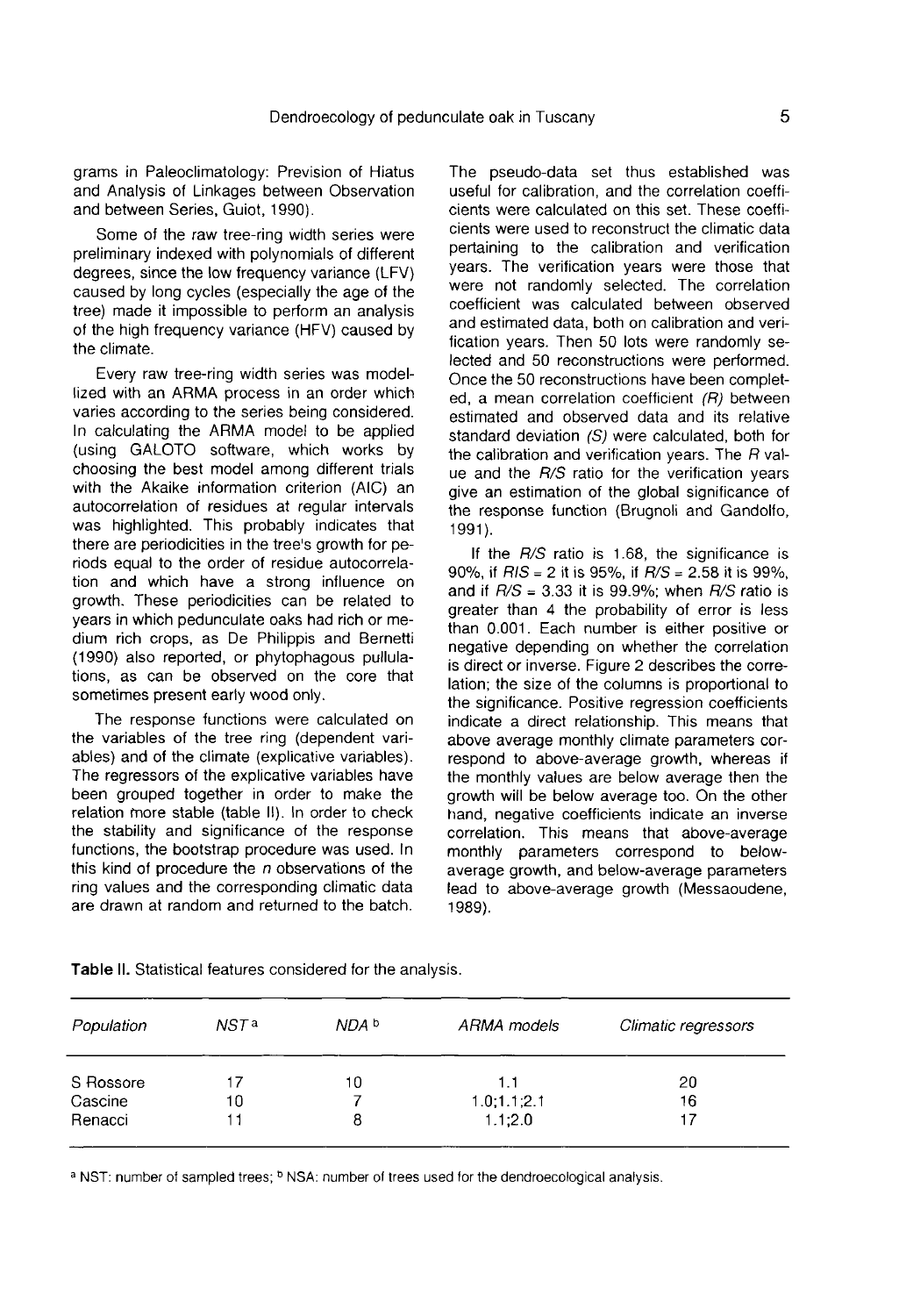grams in Paleoclimatology: Prevision of Hiatus and Analysis of Linkages between Observation and between Series, Guiot, 1990).

Some of the raw tree-ring width series were preliminary indexed with polynomials of different degrees, since the low frequency variance (LFV) caused by long cycles (especially the age of the tree) made it impossible to perform an analysis of the high frequency variance (HFV) caused by the climate.

Every raw tree-ring width series was modellized with an ARMA process in an order which varies according to the series being considered. In calculating the ARMA model to be applied (using GALOTO software, which works by choosing the best model among different trials with the Akaike information criterion (AIC) an autocorrelation of residues at regular intervals was highlighted. This probably indicates that there are periodicities in the tree's growth for periods equal to the order of residue autocorrelation and which have a strong influence on growth. These periodicities can be related to years in which pedunculate oaks had rich or medium rich crops, as De Philippis and Bernetti (1990) also reported, or phytophagous pullulations, as can be observed on the core that sometimes present early wood only.

The response functions were calculated on the variables of the tree ring (dependent variables) and of the climate (explicative variables). The regressors of the explicative variables have been grouped together in order to make the relation more stable (table II). In order to check the stability and significance of the response functions, the bootstrap procedure was used. In this kind of procedure the *n* observations of the ring values and the corresponding climatic data are drawn at random and returned to the batch. The pseudo-data set thus established was useful for calibration, and the correlation coefficients were calculated on this set. These coefficients were used to reconstruct the climatic data pertaining to the calibration and verification years. The verification years were those that were not randomly selected. The correlation coefficient was calculated between observed and estimated data, both on calibration and verification years. Then 50 lots were randomly selected and 50 reconstructions were performed. Once the 50 reconstructions have been completed, a mean correlation coefficient *(R)* between estimated and observed data and its relative standard deviation *(S)* were calculated, both for the calibration and verification years. The *R* value and the *R/S* ratio for the verification years give an estimation of the global significance of the response function (Brugnoli and Gandolfo, 1991).

If the *R/S* ratio is 1.68, the significance is 90%, if *R/S* = 2 it is 95%, if *R/S* = 2.58 it is 99%, and if *R/S* = 3.33 it is 99.9%; when *R/S* ratio is greater than 4 the probability of error is less than 0.001. Each number is either positive or negative depending on whether the correlation is direct or inverse. Figure 2 describes the correlation; the size of the columns is proportional to the significance. Positive regression coefficients indicate a direct relationship. This means that above average monthly climate parameters correspond to above-average growth, whereas if the monthly values are below average then the growth will be below average too. On the other hand, negative coefficients indicate an inverse correlation. This means that above-average monthly parameters correspond to below-average growth, and below-average parameters lead to above-average growth (Messaoudene, 1989).

**Table II.** Statistical features considered for the analysis.

| *Population* | *NST* [a] | *NDA* [b] | *ARMA models* | *Climatic regressors* |
|---|---|---|---|---|
| S Rossore | 17 | 10 | 1.1 | 20 |
| Cascine | 10 | 7 | 1.0;1.1;2.1 | 16 |
| Renacci | 11 | 8 | 1.1;2.0 | 17 |

[a] NST: number of sampled trees; [b] NSA: number of trees used for the dendroecological analysis.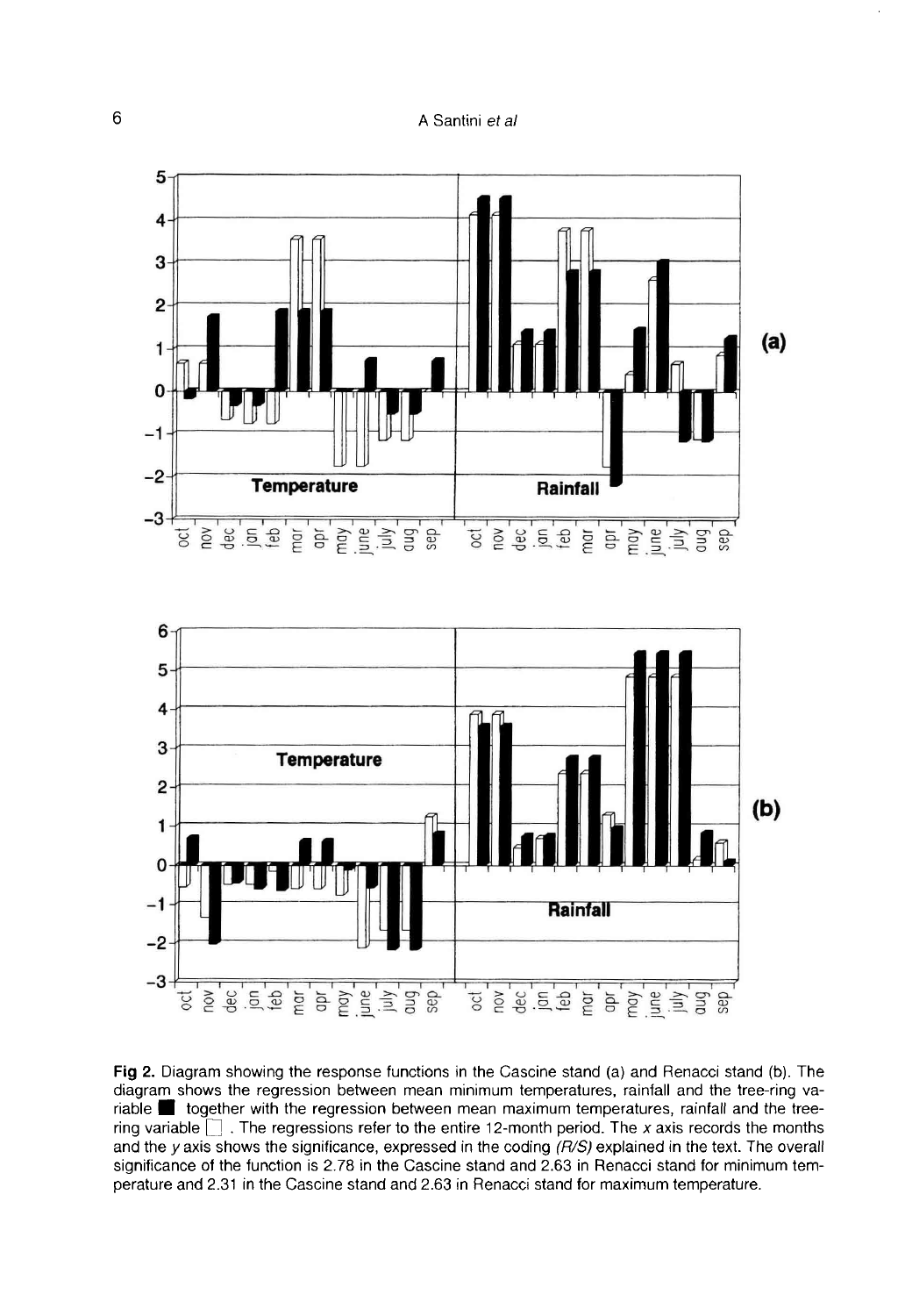**Fig 2.** Diagram showing the response functions in the Cascine stand (a) and Renacci stand (b). The diagram shows the regression between mean minimum temperatures, rainfall and the tree-ring variable ■ together with the regression between mean maximum temperatures, rainfall and the tree-ring variable □. The regressions refer to the entire 12-month period. The *x* axis records the months and the *y* axis shows the significance, expressed in the coding *(R/S)* explained in the text. The overall significance of the function is 2.78 in the Cascine stand and 2.63 in Renacci stand for minimum temperature and 2.31 in the Cascine stand and 2.63 in Renacci stand for maximum temperature.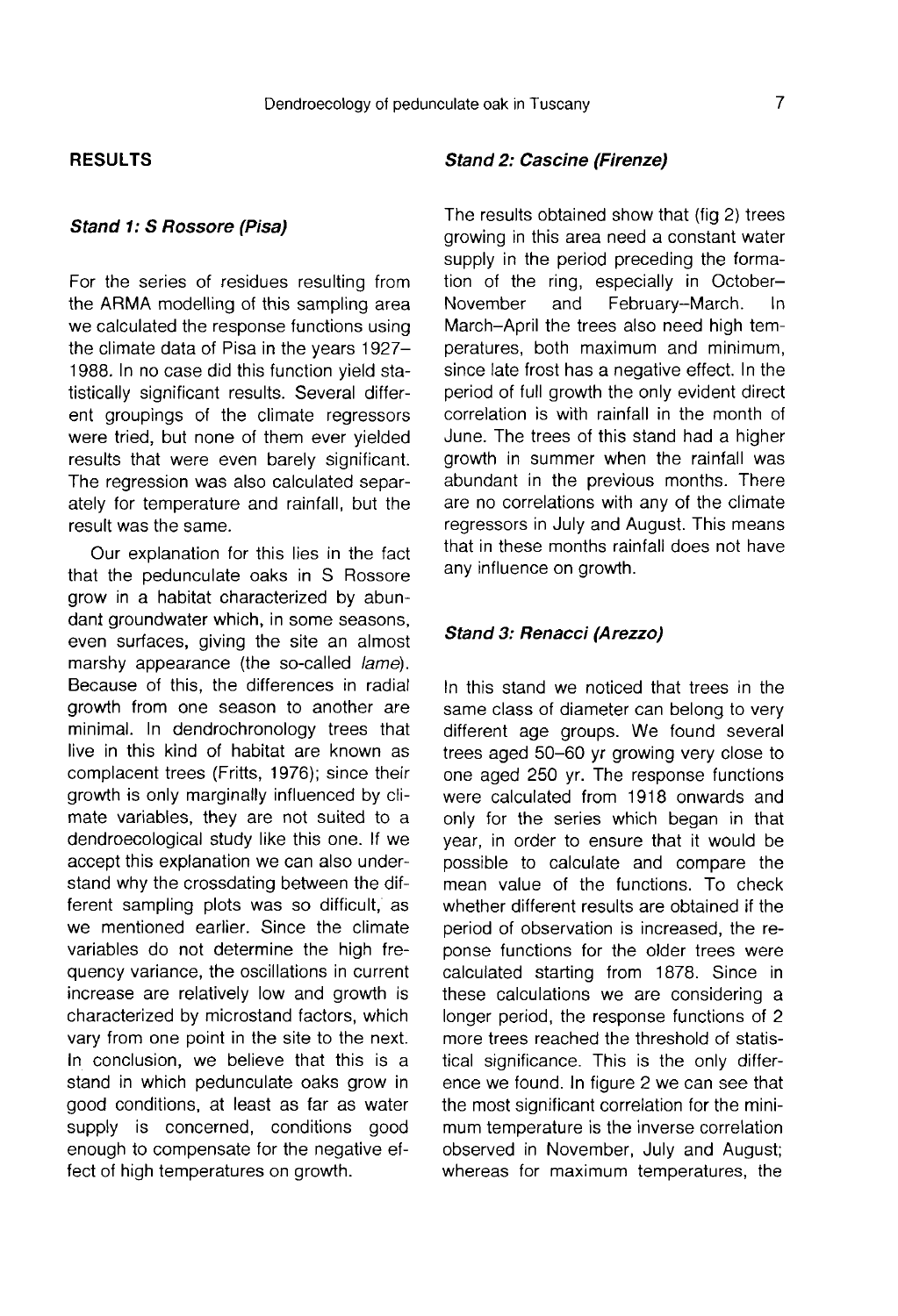## RESULTS

### *Stand 1: S Rossore (Pisa)*

For the series of residues resulting from the ARMA modelling of this sampling area we calculated the response functions using the climate data of Pisa in the years 1927–1988. In no case did this function yield statistically significant results. Several different groupings of the climate regressors were tried, but none of them ever yielded results that were even barely significant. The regression was also calculated separately for temperature and rainfall, but the result was the same.

Our explanation for this lies in the fact that the pedunculate oaks in S Rossore grow in a habitat characterized by abundant groundwater which, in some seasons, even surfaces, giving the site an almost marshy appearance (the so-called *lame*). Because of this, the differences in radial growth from one season to another are minimal. In dendrochronology trees that live in this kind of habitat are known as complacent trees (Fritts, 1976); since their growth is only marginally influenced by climate variables, they are not suited to a dendroecological study like this one. If we accept this explanation we can also understand why the crossdating between the different sampling plots was so difficult, as we mentioned earlier. Since the climate variables do not determine the high frequency variance, the oscillations in current increase are relatively low and growth is characterized by microstand factors, which vary from one point in the site to the next. In conclusion, we believe that this is a stand in which pedunculate oaks grow in good conditions, at least as far as water supply is concerned, conditions good enough to compensate for the negative effect of high temperatures on growth.

### *Stand 2: Cascine (Firenze)*

The results obtained show that (fig 2) trees growing in this area need a constant water supply in the period preceding the formation of the ring, especially in October–November and February–March. In March–April the trees also need high temperatures, both maximum and minimum, since late frost has a negative effect. In the period of full growth the only evident direct correlation is with rainfall in the month of June. The trees of this stand had a higher growth in summer when the rainfall was abundant in the previous months. There are no correlations with any of the climate regressors in July and August. This means that in these months rainfall does not have any influence on growth.

### *Stand 3: Renacci (Arezzo)*

In this stand we noticed that trees in the same class of diameter can belong to very different age groups. We found several trees aged 50–60 yr growing very close to one aged 250 yr. The response functions were calculated from 1918 onwards and only for the series which began in that year, in order to ensure that it would be possible to calculate and compare the mean value of the functions. To check whether different results are obtained if the period of observation is increased, the reponse functions for the older trees were calculated starting from 1878. Since in these calculations we are considering a longer period, the response functions of 2 more trees reached the threshold of statistical significance. This is the only difference we found. In figure 2 we can see that the most significant correlation for the minimum temperature is the inverse correlation observed in November, July and August; whereas for maximum temperatures, the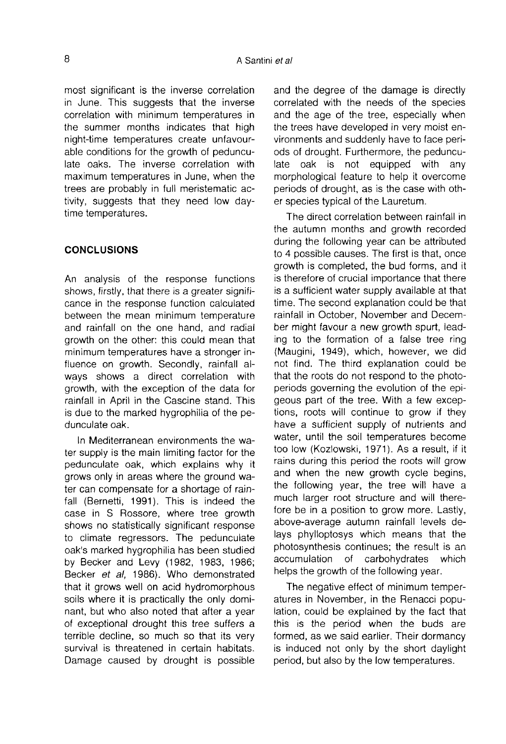most significant is the inverse correlation in June. This suggests that the inverse correlation with minimum temperatures in the summer months indicates that high night-time temperatures create unfavourable conditions for the growth of pedunculate oaks. The inverse correlation with maximum temperatures in June, when the trees are probably in full meristematic activity, suggests that they need low daytime temperatures.

## CONCLUSIONS

An analysis of the response functions shows, firstly, that there is a greater significance in the response function calculated between the mean minimum temperature and rainfall on the one hand, and radial growth on the other: this could mean that minimum temperatures have a stronger influence on growth. Secondly, rainfall always shows a direct correlation with growth, with the exception of the data for rainfall in April in the Cascine stand. This is due to the marked hygrophilia of the pedunculate oak.

In Mediterranean environments the water supply is the main limiting factor for the pedunculate oak, which explains why it grows only in areas where the ground water can compensate for a shortage of rainfall (Bernetti, 1991). This is indeed the case in S Rossore, where tree growth shows no statistically significant response to climate regressors. The pedunculate oak's marked hygrophilia has been studied by Becker and Levy (1982, 1983, 1986; Becker *et al*, 1986). Who demonstrated that it grows well on acid hydromorphous soils where it is practically the only dominant, but who also noted that after a year of exceptional drought this tree suffers a terrible decline, so much so that its very survival is threatened in certain habitats. Damage caused by drought is possible and the degree of the damage is directly correlated with the needs of the species and the age of the tree, especially when the trees have developed in very moist environments and suddenly have to face periods of drought. Furthermore, the pedunculate oak is not equipped with any morphological feature to help it overcome periods of drought, as is the case with other species typical of the Lauretum.

The direct correlation between rainfall in the autumn months and growth recorded during the following year can be attributed to 4 possible causes. The first is that, once growth is completed, the bud forms, and it is therefore of crucial importance that there is a sufficient water supply available at that time. The second explanation could be that rainfall in October, November and December might favour a new growth spurt, leading to the formation of a false tree ring (Maugini, 1949), which, however, we did not find. The third explanation could be that the roots do not respond to the photoperiods governing the evolution of the epigeous part of the tree. With a few exceptions, roots will continue to grow if they have a sufficient supply of nutrients and water, until the soil temperatures become too low (Kozlowski, 1971). As a result, if it rains during this period the roots will grow and when the new growth cycle begins, the following year, the tree will have a much larger root structure and will therefore be in a position to grow more. Lastly, above-average autumn rainfall levels delays phylloptosys which means that the photosynthesis continues; the result is an accumulation of carbohydrates which helps the growth of the following year.

The negative effect of minimum temperatures in November, in the Renacci population, could be explained by the fact that this is the period when the buds are formed, as we said earlier. Their dormancy is induced not only by the short daylight period, but also by the low temperatures.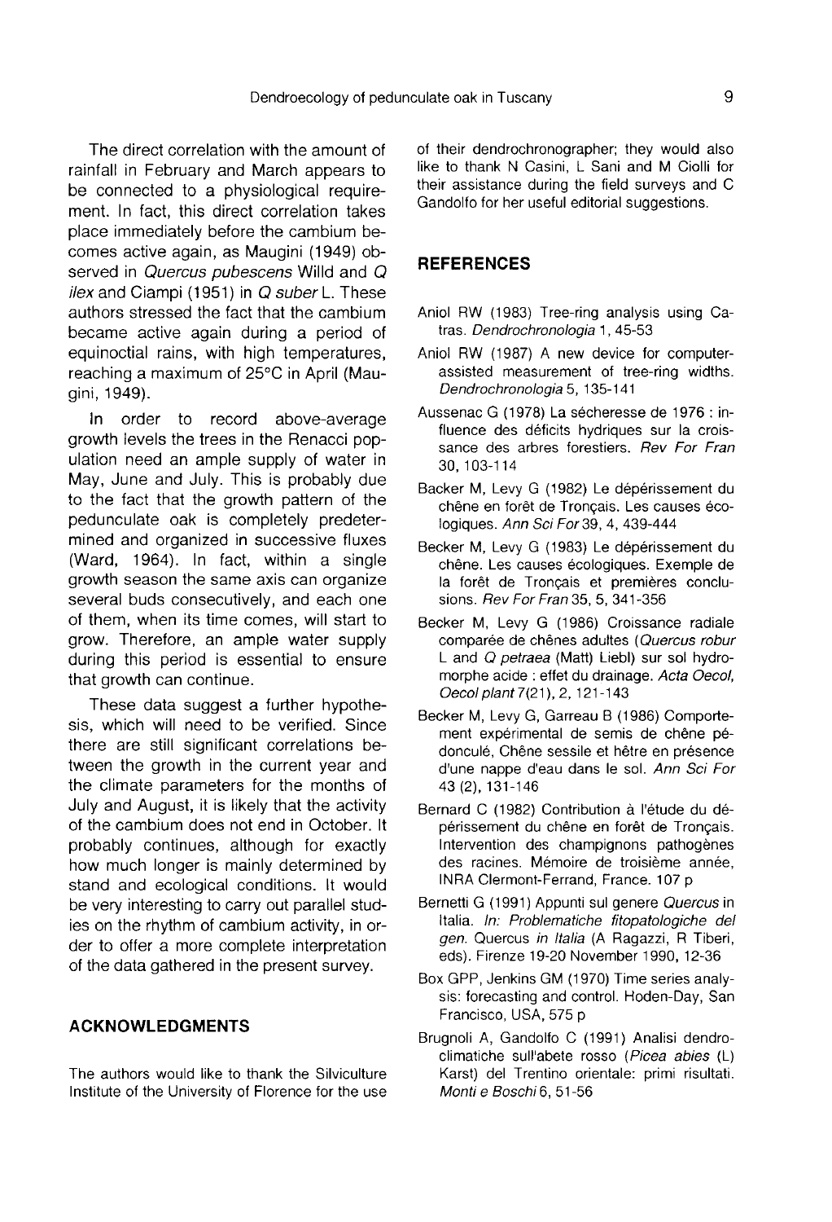The direct correlation with the amount of rainfall in February and March appears to be connected to a physiological requirement. In fact, this direct correlation takes place immediately before the cambium becomes active again, as Maugini (1949) observed in *Quercus pubescens* Willd and *Q ilex* and Ciampi (1951) in *Q suber* L. These authors stressed the fact that the cambium became active again during a period of equinoctial rains, with high temperatures, reaching a maximum of 25°C in April (Maugini, 1949).

In order to record above-average growth levels the trees in the Renacci population need an ample supply of water in May, June and July. This is probably due to the fact that the growth pattern of the pedunculate oak is completely predetermined and organized in successive fluxes (Ward, 1964). In fact, within a single growth season the same axis can organize several buds consecutively, and each one of them, when its time comes, will start to grow. Therefore, an ample water supply during this period is essential to ensure that growth can continue.

These data suggest a further hypothesis, which will need to be verified. Since there are still significant correlations between the growth in the current year and the climate parameters for the months of July and August, it is likely that the activity of the cambium does not end in October. It probably continues, although for exactly how much longer is mainly determined by stand and ecological conditions. It would be very interesting to carry out parallel studies on the rhythm of cambium activity, in order to offer a more complete interpretation of the data gathered in the present survey.

## ACKNOWLEDGMENTS

The authors would like to thank the Silviculture Institute of the University of Florence for the use of their dendrochronographer; they would also like to thank N Casini, L Sani and M Ciolli for their assistance during the field surveys and C Gandolfo for her useful editorial suggestions.

## REFERENCES

Aniol RW (1983) Tree-ring analysis using Catras. *Dendrochronologia* 1, 45-53

Aniol RW (1987) A new device for computer-assisted measurement of tree-ring widths. *Dendrochronologia* 5, 135-141

Aussenac G (1978) La sécheresse de 1976 : influence des déficits hydriques sur la croissance des arbres forestiers. *Rev For Fran* 30, 103-114

Backer M, Levy G (1982) Le dépérissement du chêne en forêt de Tronçais. Les causes écologiques. *Ann Sci For* 39, 4, 439-444

Becker M, Levy G (1983) Le dépérissement du chêne. Les causes écologiques. Exemple de la forêt de Tronçais et premières conclusions. *Rev For Fran* 35, 5, 341-356

Becker M, Levy G (1986) Croissance radiale comparée de chênes adultes (*Quercus robur* L and *Q petraea* (Matt) Liebl) sur sol hydromorphe acide : effet du drainage. *Acta Oecol, Oecol plant* 7(21), 2, 121-143

Becker M, Levy G, Garreau B (1986) Comportement expérimental de semis de chêne pédonculé, Chêne sessile et hêtre en présence d'une nappe d'eau dans le sol. *Ann Sci For* 43 (2), 131-146

Bernard C (1982) Contribution à l'étude du dépérissement du chêne en forêt de Tronçais. Intervention des champignons pathogènes des racines. Mémoire de troisième année, INRA Clermont-Ferrand, France. 107 p

Bernetti G (1991) Appunti sul genere *Quercus* in Italia. *In: Problematiche fitopatologiche del gen. Quercus in Italia* (A Ragazzi, R Tiberi, eds). Firenze 19-20 November 1990, 12-36

Box GPP, Jenkins GM (1970) Time series analysis: forecasting and control. Hoden-Day, San Francisco, USA, 575 p

Brugnoli A, Gandolfo C (1991) Analisi dendroclimatiche sull'abete rosso (*Picea abies* (L) Karst) del Trentino orientale: primi risultati. *Monti e Boschi* 6, 51-56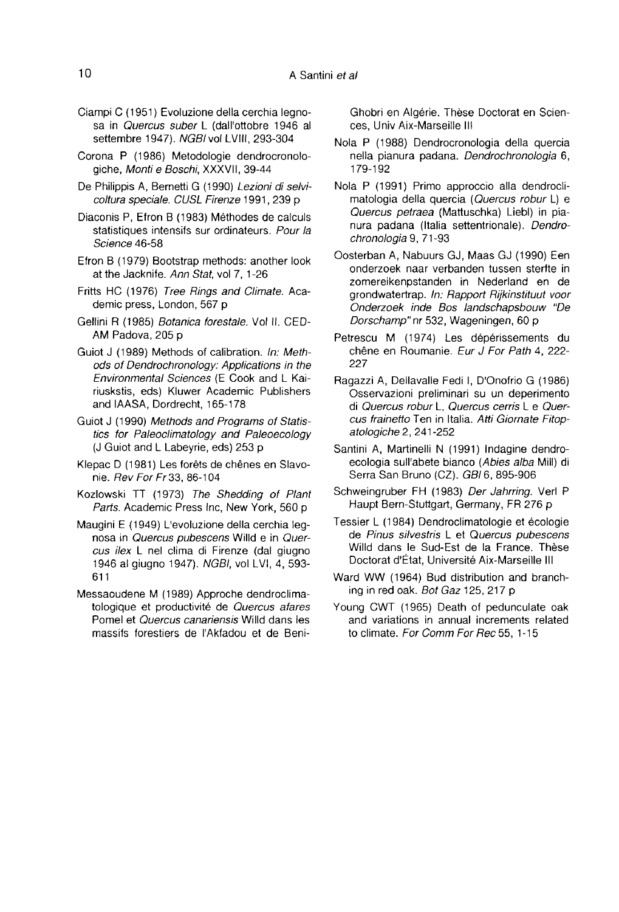Ciampi C (1951) Evoluzione della cerchia legnosa in *Quercus suber* L (dall'ottobre 1946 al settembre 1947). *NGBI* vol LVIII, 293-304

Corona P (1986) Metodologie dendrocronologiche, *Monti e Boschi*, XXXVII, 39-44

De Philippis A, Bernetti G (1990) *Lezioni di selvicoltura speciale. CUSL Firenze* 1991, 239 p

Diaconis P, Efron B (1983) Méthodes de calculs statistiques intensifs sur ordinateurs. *Pour la Science* 46-58

Efron B (1979) Bootstrap methods: another look at the Jacknife. *Ann Stat*, vol 7, 1-26

Fritts HC (1976) *Tree Rings and Climate*. Academic press, London, 567 p

Gellini R (1985) *Botanica forestale*. Vol II. CEDAM Padova, 205 p

Guiot J (1989) Methods of calibration. *In: Methods of Dendrochronology: Applications in the Environmental Sciences* (E Cook and L Kairiuskstis, eds) Kluwer Academic Publishers and IASA, Dordrecht, 165-178

Guiot J (1990) *Methods and Programs of Statistics for Paleoclimatology and Paleoecology* (J Guiot and L Labeyrie, eds) 253 p

Klepac D (1981) Les forêts de chênes en Slavonie. *Rev For Fr* 33, 86-104

Kozlowski TT (1973) *The Shedding of Plant Parts*. Academic Press Inc, New York, 560 p

Maugini E (1949) L'evoluzione della cerchia legnosa in *Quercus pubescens* Willd e in *Quercus ilex* L nel clima di Firenze (dal giugno 1946 al giugno 1947). *NGBI*, vol LVI, 4, 593-611

Messaoudene M (1989) Approche dendroclimatologique et productivité de *Quercus afares* Pomel et *Quercus canariensis* Willd dans les massifs forestiers de l'Akfadou et de Beni-Ghobri en Algérie. Thèse Doctorat en Sciences, Univ Aix-Marseille III

Nola P (1988) Dendrocronologia della quercia nella pianura padana. *Dendrochronologia* 6, 179-192

Nola P (1991) Primo approccio alla dendroclimatologia della quercia (*Quercus robur* L) e *Quercus petraea* (Mattuschka) Liebl) in pianura padana (Italia settentrionale). *Dendrochronologia* 9, 71-93

Oosterban A, Nabuurs GJ, Maas GJ (1990) Een onderzoek naar verbanden tussen sterfte in zomereikenpstanden in Nederland en de grondwatertrap. *In: Rapport Rijkinstituut voor Onderzoek inde Bos landschapsbouw "De Dorschamp"* nr 532, Wageningen, 60 p

Petrescu M (1974) Les dépérissements du chêne en Roumanie. *Eur J For Path* 4, 222-227

Ragazzi A, Dellavalle Fedi I, D'Onofrio G (1986) Osservazioni preliminari su un deperimento di *Quercus robur* L, *Quercus cerris* L e *Quercus frainetto* Ten in Italia. *Atti Giornate Fitopatologiche* 2, 241-252

Santini A, Martinelli N (1991) Indagine dendroecologia sull'abete bianco (*Abies alba* Mill) di Serra San Bruno (CZ). *GBI* 6, 895-906

Schweingruber FH (1983) *Der Jahrring*. Verl P Haupt Bern-Stuttgart, Germany, FR 276 p

Tessier L (1984) Dendroclimatologie et écologie de *Pinus silvestris* L et *Quercus pubescens* Willd dans le Sud-Est de la France. Thèse Doctorat d'État, Université Aix-Marseille III

Ward WW (1964) Bud distribution and branching in red oak. *Bot Gaz* 125, 217 p

Young CWT (1965) Death of pedunculate oak and variations in annual increments related to climate. *For Comm For Rec* 55, 1-15